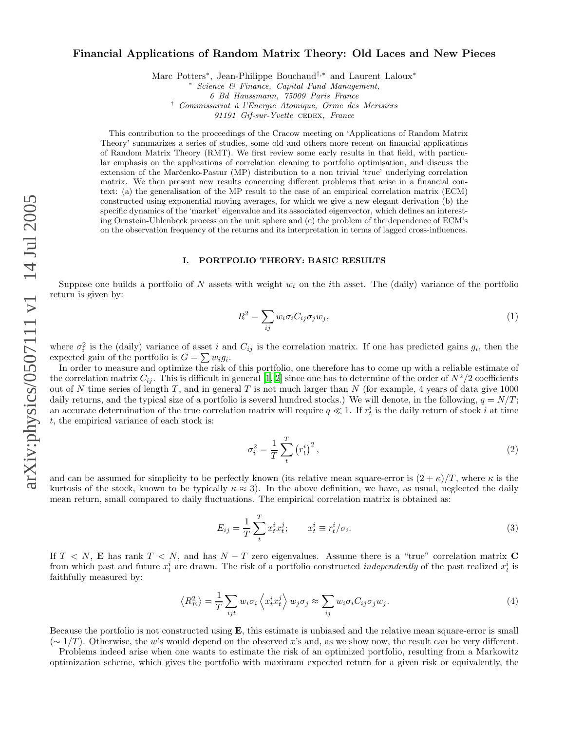# Financial Applications of Random Matrix Theory: Old Laces and New Pieces

Marc Potters*, Jean-Philippe Bouchaud†,* and Laurent Laloux*

\* *Science & Finance, Capital Fund Management, 6 Bd Haussmann, 75009 Paris France*

† *Commissariat à l'Energie Atomique, Orme des Merisiers 91191 Gif-sur-Yvette* CEDEX, *France*

This contribution to the proceedings of the Cracow meeting on 'Applications of Random Matrix Theory' summarizes a series of studies, some old and others more recent on financial applications of Random Matrix Theory (RMT). We first review some early results in that field, with particular emphasis on the applications of correlation cleaning to portfolio optimisation, and discuss the extension of the Marčenko-Pastur (MP) distribution to a non trivial 'true' underlying correlation matrix. We then present new results concerning different problems that arise in a financial context: (a) the generalisation of the MP result to the case of an empirical correlation matrix (ECM) constructed using exponential moving averages, for which we give a new elegant derivation (b) the specific dynamics of the 'market' eigenvalue and its associated eigenvector, which defines an interesting Ornstein-Uhlenbeck process on the unit sphere and (c) the problem of the dependence of ECM's on the observation frequency of the returns and its interpretation in terms of lagged cross-influences.

## I. PORTFOLIO THEORY: BASIC RESULTS

Suppose one builds a portfolio of $N$ assets with weight $w_i$ on the $i$th asset. The (daily) variance of the portfolio return is given by:

$$R^2 = \sum_{ij} w_i \sigma_i C_{ij} \sigma_j w_j, \tag{1}$$

where $\sigma_i^2$ is the (daily) variance of asset $i$ and $C_{ij}$ is the correlation matrix. If one has predicted gains $g_i$, then the expected gain of the portfolio is $G = \sum w_i g_i$.

In order to measure and optimize the risk of this portfolio, one therefore has to come up with a reliable estimate of the correlation matrix $C_{ij}$. This is difficult in general [1,2] since one has to determine of the order of $N^2/2$ coefficients out of $N$ time series of length $T$, and in general $T$ is not much larger than $N$ (for example, 4 years of data give 1000 daily returns, and the typical size of a portfolio is several hundred stocks.) We will denote, in the following, $q = N/T$; an accurate determination of the true correlation matrix will require $q \ll 1$. If $r_t^i$ is the daily return of stock $i$ at time $t$, the empirical variance of each stock is:

$$\sigma_i^2 = \frac{1}{T} \sum_t^T \left( r_t^i \right)^2, \tag{2}$$

and can be assumed for simplicity to be perfectly known (its relative mean square-error is $(2+\kappa)/T$, where $\kappa$ is the kurtosis of the stock, known to be typically $\kappa \approx 3$). In the above definition, we have, as usual, neglected the daily mean return, small compared to daily fluctuations. The empirical correlation matrix is obtained as:

$$E_{ij} = \frac{1}{T} \sum_t^T x_t^i x_t^j; \qquad x_t^i \equiv r_t^i / \sigma_i. \tag{3}$$

If $T < N$, $\mathbf{E}$ has rank $T < N$, and has $N - T$ zero eigenvalues. Assume there is a "true" correlation matrix $\mathbf{C}$ from which past and future $x_t^i$ are drawn. The risk of a portfolio constructed *independently* of the past realized $x_t^i$ is faithfully measured by:

$$\left\langle R_E^2 \right\rangle = \frac{1}{T} \sum_{ijt} w_i \sigma_i \left\langle x_t^i x_t^j \right\rangle w_j \sigma_j \approx \sum_{ij} w_i \sigma_i C_{ij} \sigma_j w_j. \tag{4}$$

Because the portfolio is not constructed using $\mathbf{E}$, this estimate is unbiased and the relative mean square-error is small ($\sim 1/T$). Otherwise, the $w$'s would depend on the observed $x$'s and, as we show now, the result can be very different.

Problems indeed arise when one wants to estimate the risk of an optimized portfolio, resulting from a Markowitz optimization scheme, which gives the portfolio with maximum expected return for a given risk or equivalently, the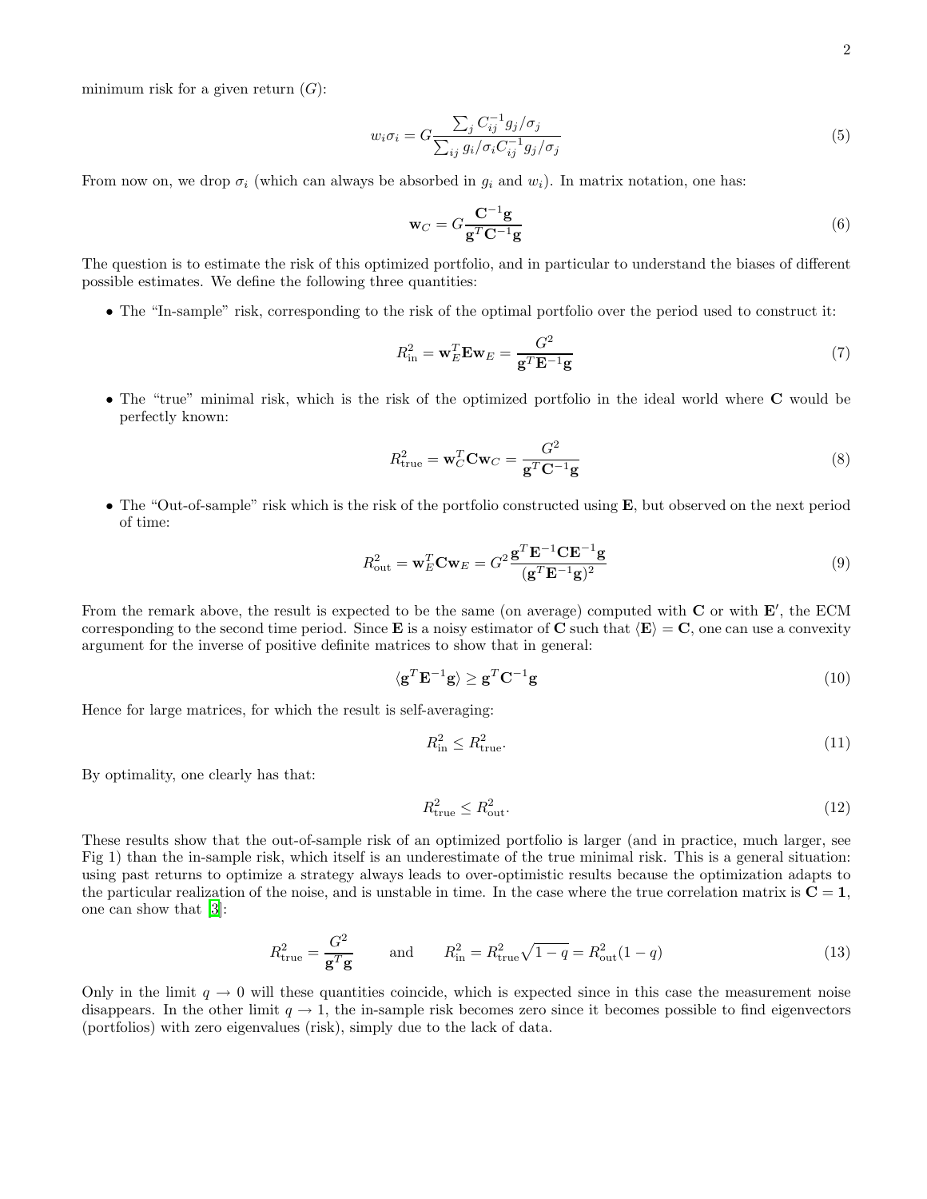minimum risk for a given return ($G$):

$$w_i\sigma_i = G\frac{\sum_j C_{ij}^{-1} g_j/\sigma_j}{\sum_{ij} g_i/\sigma_i C_{ij}^{-1} g_j/\sigma_j} \tag{5}$$

From now on, we drop $\sigma_i$ (which can always be absorbed in $g_i$ and $w_i$). In matrix notation, one has:

$$\mathbf{w}_C = G\frac{\mathbf{C}^{-1}\mathbf{g}}{\mathbf{g}^T\mathbf{C}^{-1}\mathbf{g}} \tag{6}$$

The question is to estimate the risk of this optimized portfolio, and in particular to understand the biases of different possible estimates. We define the following three quantities:

- The "In-sample" risk, corresponding to the risk of the optimal portfolio over the period used to construct it:

$$R_{\text{in}}^2 = \mathbf{w}_E^T\mathbf{E}\mathbf{w}_E = \frac{G^2}{\mathbf{g}^T\mathbf{E}^{-1}\mathbf{g}} \tag{7}$$

- The "true" minimal risk, which is the risk of the optimized portfolio in the ideal world where $\mathbf{C}$ would be perfectly known:

$$R_{\text{true}}^2 = \mathbf{w}_C^T\mathbf{C}\mathbf{w}_C = \frac{G^2}{\mathbf{g}^T\mathbf{C}^{-1}\mathbf{g}} \tag{8}$$

- The "Out-of-sample" risk which is the risk of the portfolio constructed using $\mathbf{E}$, but observed on the next period of time:

$$R_{\text{out}}^2 = \mathbf{w}_E^T\mathbf{C}\mathbf{w}_E = G^2\frac{\mathbf{g}^T\mathbf{E}^{-1}\mathbf{C}\mathbf{E}^{-1}\mathbf{g}}{(\mathbf{g}^T\mathbf{E}^{-1}\mathbf{g})^2} \tag{9}$$

From the remark above, the result is expected to be the same (on average) computed with $\mathbf{C}$ or with $\mathbf{E}'$, the ECM corresponding to the second time period. Since $\mathbf{E}$ is a noisy estimator of $\mathbf{C}$ such that $\langle\mathbf{E}\rangle = \mathbf{C}$, one can use a convexity argument for the inverse of positive definite matrices to show that in general:

$$\langle\mathbf{g}^T\mathbf{E}^{-1}\mathbf{g}\rangle \geq \mathbf{g}^T\mathbf{C}^{-1}\mathbf{g} \tag{10}$$

Hence for large matrices, for which the result is self-averaging:

$$R_{\text{in}}^2 \leq R_{\text{true}}^2. \tag{11}$$

By optimality, one clearly has that:

$$R_{\text{true}}^2 \leq R_{\text{out}}^2. \tag{12}$$

These results show that the out-of-sample risk of an optimized portfolio is larger (and in practice, much larger, see Fig 1) than the in-sample risk, which itself is an underestimate of the true minimal risk. This is a general situation: using past returns to optimize a strategy always leads to over-optimistic results because the optimization adapts to the particular realization of the noise, and is unstable in time. In the case where the true correlation matrix is $\mathbf{C} = \mathbf{1}$, one can show that [3]:

$$R_{\text{true}}^2 = \frac{G^2}{\mathbf{g}^T\mathbf{g}} \qquad \text{and} \qquad R_{\text{in}}^2 = R_{\text{true}}^2\sqrt{1-q} = R_{\text{out}}^2(1-q) \tag{13}$$

Only in the limit $q \to 0$ will these quantities coincide, which is expected since in this case the measurement noise disappears. In the other limit $q \to 1$, the in-sample risk becomes zero since it becomes possible to find eigenvectors (portfolios) with zero eigenvalues (risk), simply due to the lack of data.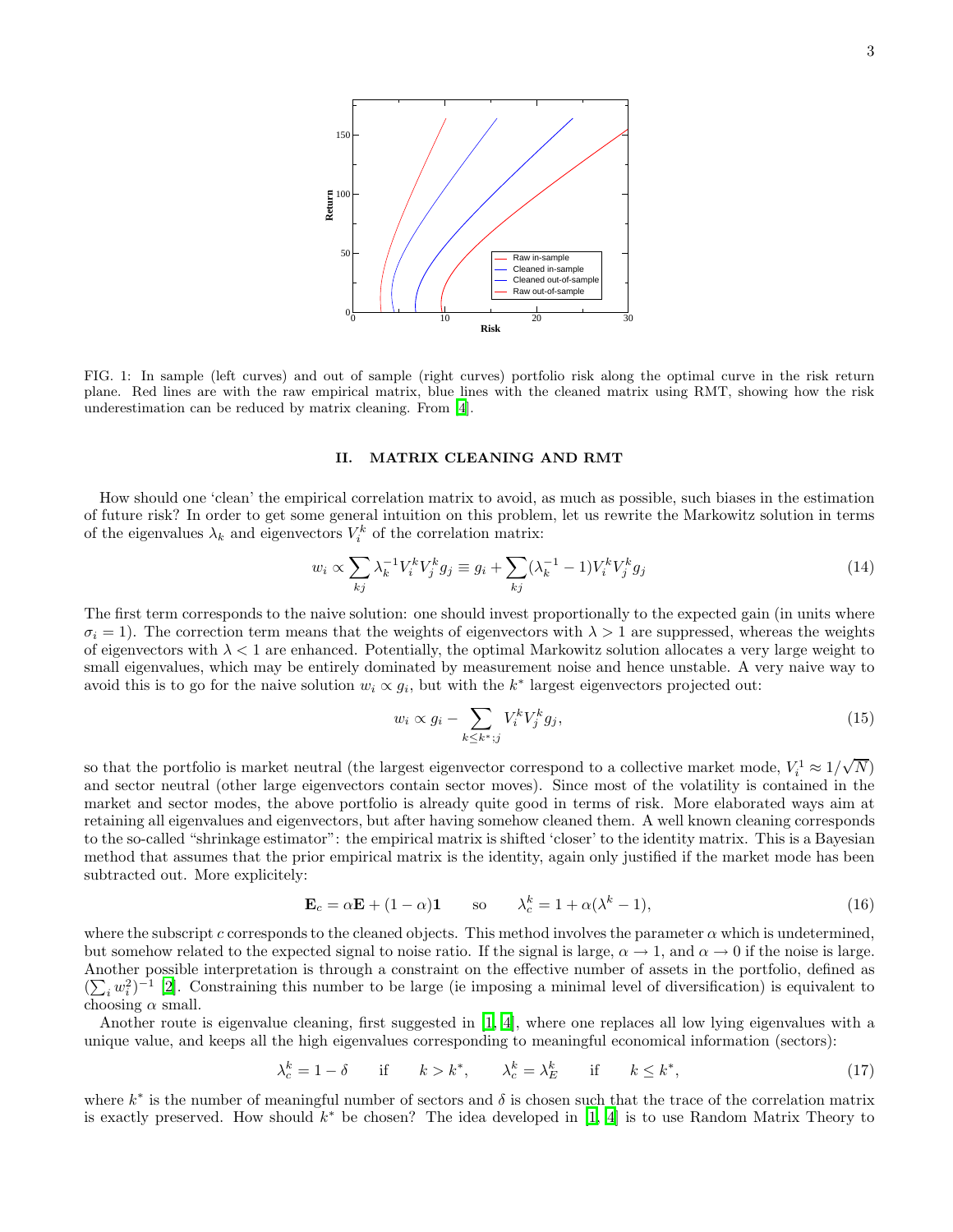FIG. 1: In sample (left curves) and out of sample (right curves) portfolio risk along the optimal curve in the risk return plane. Red lines are with the raw empirical matrix, blue lines with the cleaned matrix using RMT, showing how the risk underestimation can be reduced by matrix cleaning. From [4].

## II. MATRIX CLEANING AND RMT

How should one 'clean' the empirical correlation matrix to avoid, as much as possible, such biases in the estimation of future risk? In order to get some general intuition on this problem, let us rewrite the Markowitz solution in terms of the eigenvalues $\lambda_k$ and eigenvectors $V_i^k$ of the correlation matrix:

$$w_i \propto \sum_{kj} \lambda_k^{-1} V_i^k V_j^k g_j \equiv g_i + \sum_{kj} (\lambda_k^{-1} - 1) V_i^k V_j^k g_j \tag{14}$$

The first term corresponds to the naive solution: one should invest proportionally to the expected gain (in units where $\sigma_i = 1$). The correction term means that the weights of eigenvectors with $\lambda > 1$ are suppressed, whereas the weights of eigenvectors with $\lambda < 1$ are enhanced. Potentially, the optimal Markowitz solution allocates a very large weight to small eigenvalues, which may be entirely dominated by measurement noise and hence unstable. A very naive way to avoid this is to go for the naive solution $w_i \propto g_i$, but with the $k^*$ largest eigenvectors projected out:

$$w_i \propto g_i - \sum_{k \leq k^*; j} V_i^k V_j^k g_j, \tag{15}$$

so that the portfolio is market neutral (the largest eigenvector correspond to a collective market mode, $V_i^1 \approx 1/\sqrt{N}$) and sector neutral (other large eigenvectors contain sector moves). Since most of the volatility is contained in the market and sector modes, the above portfolio is already quite good in terms of risk. More elaborated ways aim at retaining all eigenvalues and eigenvectors, but after having somehow cleaned them. A well known cleaning corresponds to the so-called "shrinkage estimator": the empirical matrix is shifted 'closer' to the identity matrix. This is a Bayesian method that assumes that the prior empirical matrix is the identity, again only justified if the market mode has been subtracted out. More explicitely:

$$\mathbf{E}_c = \alpha \mathbf{E} + (1 - \alpha)\mathbf{1} \qquad \text{so} \qquad \lambda_c^k = 1 + \alpha(\lambda^k - 1), \tag{16}$$

where the subscript $c$ corresponds to the cleaned objects. This method involves the parameter $\alpha$ which is undetermined, but somehow related to the expected signal to noise ratio. If the signal is large, $\alpha \to 1$, and $\alpha \to 0$ if the noise is large. Another possible interpretation is through a constraint on the effective number of assets in the portfolio, defined as $(\sum_i w_i^2)^{-1}$ [2]. Constraining this number to be large (ie imposing a minimal level of diversification) is equivalent to choosing $\alpha$ small.

Another route is eigenvalue cleaning, first suggested in [1, 4], where one replaces all low lying eigenvalues with a unique value, and keeps all the high eigenvalues corresponding to meaningful economical information (sectors):

$$\lambda_c^k = 1 - \delta \qquad \text{if} \qquad k > k^*, \qquad \lambda_c^k = \lambda_E^k \qquad \text{if} \qquad k \leq k^*, \tag{17}$$

where $k^*$ is the number of meaningful number of sectors and $\delta$ is chosen such that the trace of the correlation matrix is exactly preserved. How should $k^*$ be chosen? The idea developed in [1, 4] is to use Random Matrix Theory to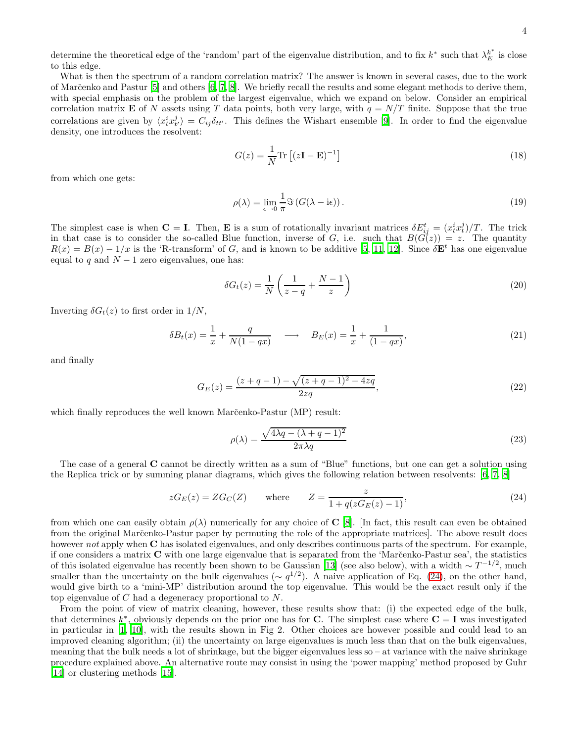determine the theoretical edge of the 'random' part of the eigenvalue distribution, and to fix $k^*$ such that $\lambda_E^{k^*}$ is close to this edge.

What is then the spectrum of a random correlation matrix? The answer is known in several cases, due to the work of Marčenko and Pastur [5] and others [6, 7, 8]. We briefly recall the results and some elegant methods to derive them, with special emphasis on the problem of the largest eigenvalue, which we expand on below. Consider an empirical correlation matrix $\mathbf{E}$ of $N$ assets using $T$ data points, both very large, with $q = N/T$ finite. Suppose that the true correlations are given by $\langle x_t^i x_{t'}^j \rangle = C_{ij}\delta_{tt'}$. This defines the Wishart ensemble [9]. In order to find the eigenvalue density, one introduces the resolvent:

$$G(z) = \frac{1}{N}\mathrm{Tr}\left[(z\mathbf{I} - \mathbf{E})^{-1}\right] \tag{18}$$

from which one gets:

$$\rho(\lambda) = \lim_{\epsilon \to 0} \frac{1}{\pi} \Im \left(G(\lambda - \mathrm{i}\epsilon)\right). \tag{19}$$

The simplest case is when $\mathbf{C} = \mathbf{I}$. Then, $\mathbf{E}$ is a sum of rotationally invariant matrices $\delta E_{ij}^t = (x_t^i x_t^j)/T$. The trick in that case is to consider the so-called Blue function, inverse of $G$, i.e. such that $B(G(z)) = z$. The quantity $R(x) = B(x) - 1/x$ is the 'R-transform' of $G$, and is known to be additive [5, 11, 12]. Since $\delta\mathbf{E}^t$ has one eigenvalue equal to $q$ and $N-1$ zero eigenvalues, one has:

$$\delta G_t(z) = \frac{1}{N}\left(\frac{1}{z-q} + \frac{N-1}{z}\right) \tag{20}$$

Inverting $\delta G_t(z)$ to first order in $1/N$,

$$\delta B_t(x) = \frac{1}{x} + \frac{q}{N(1-qx)} \quad \longrightarrow \quad B_E(x) = \frac{1}{x} + \frac{1}{(1-qx)}, \tag{21}$$

and finally

$$G_E(z) = \frac{(z+q-1) - \sqrt{(z+q-1)^2 - 4zq}}{2zq}, \tag{22}$$

which finally reproduces the well known Marčenko-Pastur (MP) result:

$$\rho(\lambda) = \frac{\sqrt{4\lambda q - (\lambda + q - 1)^2}}{2\pi\lambda q} \tag{23}$$

The case of a general $\mathbf{C}$ cannot be directly written as a sum of "Blue" functions, but one can get a solution using the Replica trick or by summing planar diagrams, which gives the following relation between resolvents: [6, 7, 8]

$$zG_E(z) = ZG_C(Z) \qquad \text{where} \qquad Z = \frac{z}{1 + q(zG_E(z) - 1)}, \tag{24}$$

from which one can easily obtain $\rho(\lambda)$ numerically for any choice of $\mathbf{C}$ [8]. [In fact, this result can even be obtained from the original Marčenko-Pastur paper by permuting the role of the appropriate matrices]. The above result does however *not* apply when $\mathbf{C}$ has isolated eigenvalues, and only describes continuous parts of the spectrum. For example, if one considers a matrix $\mathbf{C}$ with one large eigenvalue that is separated from the 'Marčenko-Pastur sea', the statistics of this isolated eigenvalue has recently been shown to be Gaussian [13] (see also below), with a width $\sim T^{-1/2}$, much smaller than the uncertainty on the bulk eigenvalues ($\sim q^{1/2}$). A naive application of Eq. (24), on the other hand, would give birth to a 'mini-MP' distribution around the top eigenvalue. This would be the exact result only if the top eigenvalue of $C$ had a degeneracy proportional to $N$.

From the point of view of matrix cleaning, however, these results show that: (i) the expected edge of the bulk, that determines $k^*$, obviously depends on the prior one has for $\mathbf{C}$. The simplest case where $\mathbf{C} = \mathbf{I}$ was investigated in particular in [1, 10], with the results shown in Fig 2. Other choices are however possible and could lead to an improved cleaning algorithm; (ii) the uncertainty on large eigenvalues is much less than that on the bulk eigenvalues, meaning that the bulk needs a lot of shrinkage, but the bigger eigenvalues less so – at variance with the naive shrinkage procedure explained above. An alternative route may consist in using the 'power mapping' method proposed by Guhr [14] or clustering methods [15].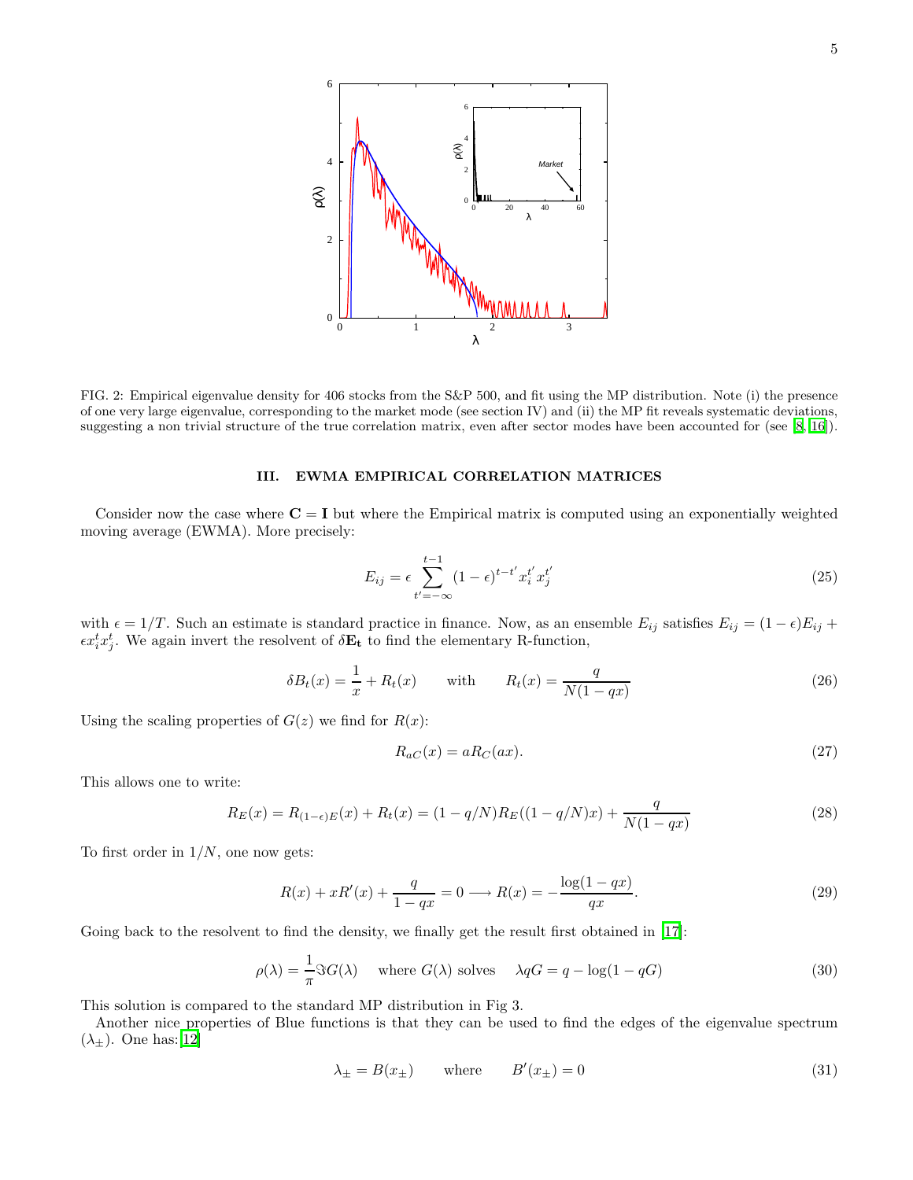FIG. 2: Empirical eigenvalue density for 406 stocks from the S&P 500, and fit using the MP distribution. Note (i) the presence of one very large eigenvalue, corresponding to the market mode (see section IV) and (ii) the MP fit reveals systematic deviations, suggesting a non trivial structure of the true correlation matrix, even after sector modes have been accounted for (see [8, 16]).

### III. EWMA EMPIRICAL CORRELATION MATRICES

Consider now the case where $\mathbf{C} = \mathbf{I}$ but where the Empirical matrix is computed using an exponentially weighted moving average (EWMA). More precisely:

$$E_{ij} = \epsilon \sum_{t'=-\infty}^{t-1} (1-\epsilon)^{t-t'} x_i^{t'} x_j^{t'} \tag{25}$$

with $\epsilon = 1/T$. Such an estimate is standard practice in finance. Now, as an ensemble $E_{ij}$ satisfies $E_{ij} = (1-\epsilon)E_{ij} + \epsilon x_i^t x_j^t$. We again invert the resolvent of $\delta \mathbf{E_t}$ to find the elementary R-function,

$$\delta B_t(x) = \frac{1}{x} + R_t(x) \qquad \text{with} \qquad R_t(x) = \frac{q}{N(1-qx)} \tag{26}$$

Using the scaling properties of $G(z)$ we find for $R(x)$:

$$R_{aC}(x) = aR_C(ax). \tag{27}$$

This allows one to write:

$$R_E(x) = R_{(1-\epsilon)E}(x) + R_t(x) = (1-q/N)R_E((1-q/N)x) + \frac{q}{N(1-qx)} \tag{28}$$

To first order in $1/N$, one now gets:

$$R(x) + xR'(x) + \frac{q}{1-qx} = 0 \longrightarrow R(x) = -\frac{\log(1-qx)}{qx}. \tag{29}$$

Going back to the resolvent to find the density, we finally get the result first obtained in [17]:

$$\rho(\lambda) = \frac{1}{\pi}\Im G(\lambda) \quad \text{where } G(\lambda) \text{ solves} \quad \lambda q G = q - \log(1-qG) \tag{30}$$

This solution is compared to the standard MP distribution in Fig 3.

Another nice properties of Blue functions is that they can be used to find the edges of the eigenvalue spectrum ($\lambda_\pm$). One has:[12]

$$\lambda_\pm = B(x_\pm) \qquad \text{where} \qquad B'(x_\pm) = 0 \tag{31}$$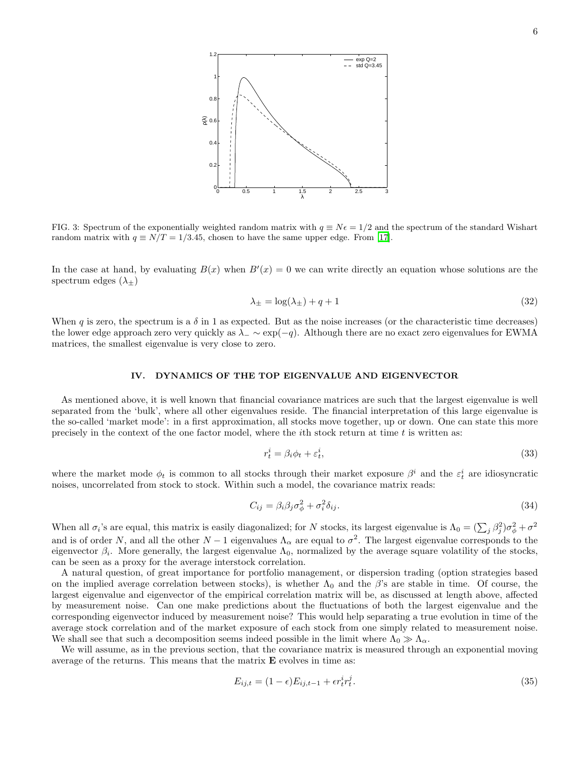FIG. 3: Spectrum of the exponentially weighted random matrix with $q \equiv N\epsilon = 1/2$ and the spectrum of the standard Wishart random matrix with $q \equiv N/T = 1/3.45$, chosen to have the same upper edge. From [17].

In the case at hand, by evaluating $B(x)$ when $B'(x) = 0$ we can write directly an equation whose solutions are the spectrum edges ($\lambda_\pm$)

$$\lambda_\pm = \log(\lambda_\pm) + q + 1 \tag{32}$$

When $q$ is zero, the spectrum is a $\delta$ in 1 as expected. But as the noise increases (or the characteristic time decreases) the lower edge approach zero very quickly as $\lambda_- \sim \exp(-q)$. Although there are no exact zero eigenvalues for EWMA matrices, the smallest eigenvalue is very close to zero.

## IV. DYNAMICS OF THE TOP EIGENVALUE AND EIGENVECTOR

As mentioned above, it is well known that financial covariance matrices are such that the largest eigenvalue is well separated from the 'bulk', where all other eigenvalues reside. The financial interpretation of this large eigenvalue is the so-called 'market mode': in a first approximation, all stocks move together, up or down. One can state this more precisely in the context of the one factor model, where the $i$th stock return at time $t$ is written as:

$$r_t^i = \beta_i \phi_t + \varepsilon_t^i, \tag{33}$$

where the market mode $\phi_t$ is common to all stocks through their market exposure $\beta^i$ and the $\varepsilon_t^i$ are idiosyncratic noises, uncorrelated from stock to stock. Within such a model, the covariance matrix reads:

$$C_{ij} = \beta_i \beta_j \sigma_\phi^2 + \sigma_i^2 \delta_{ij}. \tag{34}$$

When all $\sigma_i$'s are equal, this matrix is easily diagonalized; for $N$ stocks, its largest eigenvalue is $\Lambda_0 = (\sum_j \beta_j^2)\sigma_\phi^2 + \sigma^2$ and is of order $N$, and all the other $N-1$ eigenvalues $\Lambda_\alpha$ are equal to $\sigma^2$. The largest eigenvalue corresponds to the eigenvector $\beta_i$. More generally, the largest eigenvalue $\Lambda_0$, normalized by the average square volatility of the stocks, can be seen as a proxy for the average interstock correlation.

A natural question, of great importance for portfolio management, or dispersion trading (option strategies based on the implied average correlation between stocks), is whether $\Lambda_0$ and the $\beta$'s are stable in time. Of course, the largest eigenvalue and eigenvector of the empirical correlation matrix will be, as discussed at length above, affected by measurement noise. Can one make predictions about the fluctuations of both the largest eigenvalue and the corresponding eigenvector induced by measurement noise? This would help separating a true evolution in time of the average stock correlation and of the market exposure of each stock from one simply related to measurement noise. We shall see that such a decomposition seems indeed possible in the limit where $\Lambda_0 \gg \Lambda_\alpha$.

We will assume, as in the previous section, that the covariance matrix is measured through an exponential moving average of the returns. This means that the matrix $\mathbf{E}$ evolves in time as:

$$E_{ij,t} = (1-\epsilon)E_{ij,t-1} + \epsilon r_t^i r_t^j. \tag{35}$$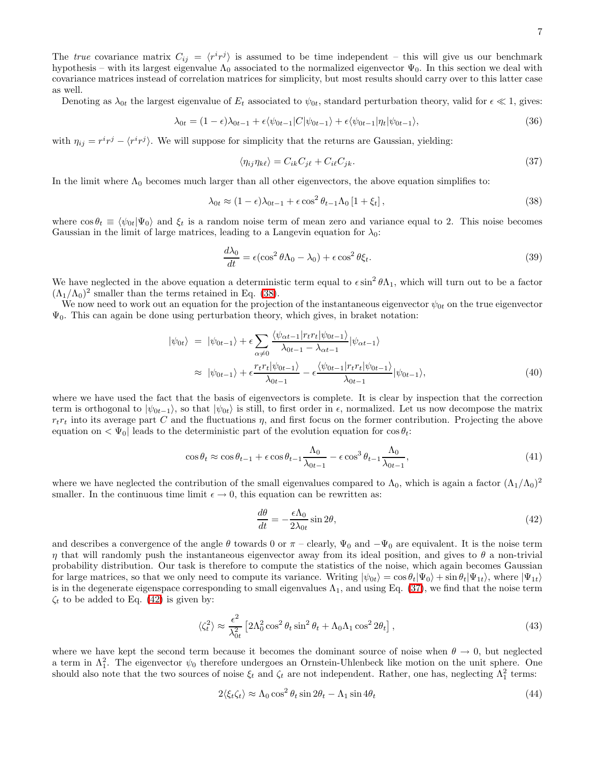The *true* covariance matrix $C_{ij} = \langle r^i r^j \rangle$ is assumed to be time independent – this will give us our benchmark hypothesis – with its largest eigenvalue $\Lambda_0$ associated to the normalized eigenvector $\Psi_0$. In this section we deal with covariance matrices instead of correlation matrices for simplicity, but most results should carry over to this latter case as well.

Denoting as $\lambda_{0t}$ the largest eigenvalue of $E_t$ associated to $\psi_{0t}$, standard perturbation theory, valid for $\epsilon \ll 1$, gives:

$$
\lambda_{0t} = (1-\epsilon)\lambda_{0t-1} + \epsilon \langle \psi_{0t-1} | C | \psi_{0t-1} \rangle + \epsilon \langle \psi_{0t-1} | \eta_t | \psi_{0t-1} \rangle, \tag{36}
$$

with $\eta_{ij} = r^i r^j - \langle r^i r^j \rangle$. We will suppose for simplicity that the returns are Gaussian, yielding:

$$
\langle \eta_{ij} \eta_{k\ell} \rangle = C_{ik} C_{j\ell} + C_{i\ell} C_{jk}. \tag{37}
$$

In the limit where $\Lambda_0$ becomes much larger than all other eigenvectors, the above equation simplifies to:

$$
\lambda_{0t} \approx (1-\epsilon)\lambda_{0t-1} + \epsilon \cos^2 \theta_{t-1} \Lambda_0 \left[1 + \xi_t\right], \tag{38}
$$

where $\cos\theta_t \equiv \langle \psi_{0t} | \Psi_0 \rangle$ and $\xi_t$ is a random noise term of mean zero and variance equal to 2. This noise becomes Gaussian in the limit of large matrices, leading to a Langevin equation for $\lambda_0$:

$$
\frac{d\lambda_0}{dt} = \epsilon(\cos^2\theta \Lambda_0 - \lambda_0) + \epsilon \cos^2\theta \xi_t. \tag{39}
$$

We have neglected in the above equation a deterministic term equal to $\epsilon \sin^2\theta \Lambda_1$, which will turn out to be a factor $(\Lambda_1/\Lambda_0)^2$ smaller than the terms retained in Eq. (38).

We now need to work out an equation for the projection of the instantaneous eigenvector $\psi_{0t}$ on the true eigenvector $\Psi_0$. This can again be done using perturbation theory, which gives, in braket notation:

$$
\begin{aligned}
|\psi_{0t}\rangle &= |\psi_{0t-1}\rangle + \epsilon \sum_{\alpha \neq 0} \frac{\langle \psi_{\alpha t-1} | r_t r_t | \psi_{0t-1} \rangle}{\lambda_{0t-1} - \lambda_{\alpha t-1}} |\psi_{\alpha t-1}\rangle \\
&\approx |\psi_{0t-1}\rangle + \epsilon \frac{r_t r_t |\psi_{0t-1}\rangle}{\lambda_{0t-1}} - \epsilon \frac{\langle \psi_{0t-1} | r_t r_t | \psi_{0t-1} \rangle}{\lambda_{0t-1}} |\psi_{0t-1}\rangle,
\end{aligned} \tag{40}
$$

where we have used the fact that the basis of eigenvectors is complete. It is clear by inspection that the correction term is orthogonal to $|\psi_{0t-1}\rangle$, so that $|\psi_{0t}\rangle$ is still, to first order in $\epsilon$, normalized. Let us now decompose the matrix $r_t r_t$ into its average part $C$ and the fluctuations $\eta$, and first focus on the former contribution. Projecting the above equation on $< \Psi_0|$ leads to the deterministic part of the evolution equation for $\cos\theta_t$:

$$
\cos\theta_t \approx \cos\theta_{t-1} + \epsilon \cos\theta_{t-1} \frac{\Lambda_0}{\lambda_{0t-1}} - \epsilon \cos^3\theta_{t-1} \frac{\Lambda_0}{\lambda_{0t-1}}, \tag{41}
$$

where we have neglected the contribution of the small eigenvalues compared to $\Lambda_0$, which is again a factor $(\Lambda_1/\Lambda_0)^2$ smaller. In the continuous time limit $\epsilon \to 0$, this equation can be rewritten as:

$$
\frac{d\theta}{dt} = -\frac{\epsilon \Lambda_0}{2\lambda_{0t}} \sin 2\theta, \tag{42}
$$

and describes a convergence of the angle $\theta$ towards 0 or $\pi$ – clearly, $\Psi_0$ and $-\Psi_0$ are equivalent. It is the noise term $\eta$ that will randomly push the instantaneous eigenvector away from its ideal position, and gives to $\theta$ a non-trivial probability distribution. Our task is therefore to compute the statistics of the noise, which again becomes Gaussian for large matrices, so that we only need to compute its variance. Writing $|\psi_{0t}\rangle = \cos\theta_t |\Psi_0\rangle + \sin\theta_t |\Psi_{1t}\rangle$, where $|\Psi_{1t}\rangle$ is in the degenerate eigenspace corresponding to small eigenvalues $\Lambda_1$, and using Eq. (37), we find that the noise term $\zeta_t$ to be added to Eq. (42) is given by:

$$
\langle \zeta_t^2 \rangle \approx \frac{\epsilon^2}{\lambda_{0t}^2} \left[ 2\Lambda_0^2 \cos^2\theta_t \sin^2\theta_t + \Lambda_0 \Lambda_1 \cos^2 2\theta_t \right], \tag{43}
$$

where we have kept the second term because it becomes the dominant source of noise when $\theta \to 0$, but neglected a term in $\Lambda_1^2$. The eigenvector $\psi_0$ therefore undergoes an Ornstein-Uhlenbeck like motion on the unit sphere. One should also note that the two sources of noise $\xi_t$ and $\zeta_t$ are not independent. Rather, one has, neglecting $\Lambda_1^2$ terms:

$$
2\langle \xi_t \zeta_t \rangle \approx \Lambda_0 \cos^2\theta_t \sin 2\theta_t - \Lambda_1 \sin 4\theta_t \tag{44}
$$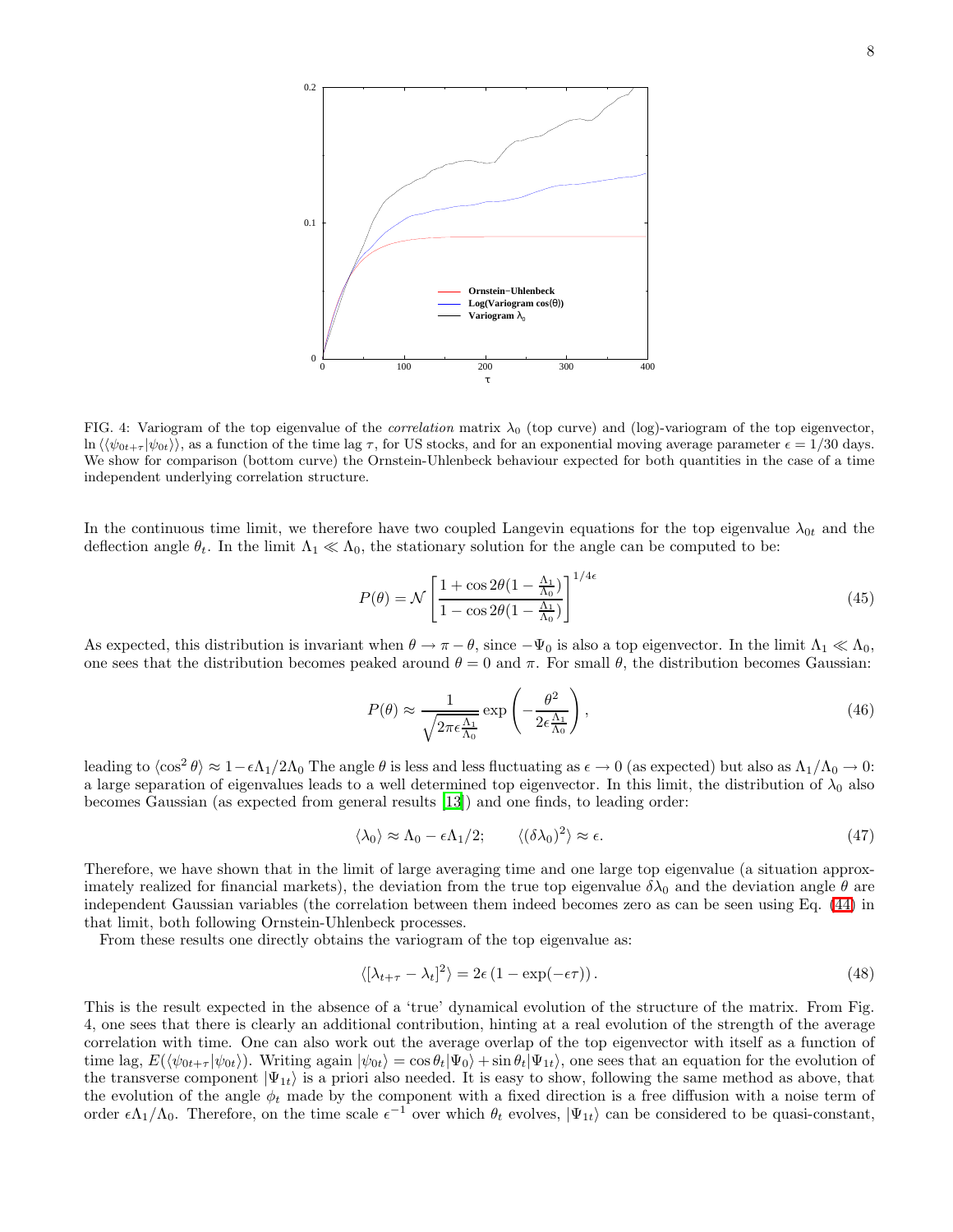FIG. 4: Variogram of the top eigenvalue of the *correlation* matrix $\lambda_0$ (top curve) and (log)-variogram of the top eigenvector, $\ln \langle\langle \psi_{0t+\tau}|\psi_{0t}\rangle\rangle$, as a function of the time lag $\tau$, for US stocks, and for an exponential moving average parameter $\epsilon = 1/30$ days. We show for comparison (bottom curve) the Ornstein-Uhlenbeck behaviour expected for both quantities in the case of a time independent underlying correlation structure.

In the continuous time limit, we therefore have two coupled Langevin equations for the top eigenvalue $\lambda_{0t}$ and the deflection angle $\theta_t$. In the limit $\Lambda_1 \ll \Lambda_0$, the stationary solution for the angle can be computed to be:

$$P(\theta) = \mathcal{N} \left[ \frac{1 + \cos 2\theta (1 - \frac{\Lambda_1}{\Lambda_0})}{1 - \cos 2\theta (1 - \frac{\Lambda_1}{\Lambda_0})} \right]^{1/4\epsilon} \tag{45}$$

As expected, this distribution is invariant when $\theta \to \pi - \theta$, since $-\Psi_0$ is also a top eigenvector. In the limit $\Lambda_1 \ll \Lambda_0$, one sees that the distribution becomes peaked around $\theta = 0$ and $\pi$. For small $\theta$, the distribution becomes Gaussian:

$$P(\theta) \approx \frac{1}{\sqrt{2\pi\epsilon \frac{\Lambda_1}{\Lambda_0}}} \exp\left( -\frac{\theta^2}{2\epsilon \frac{\Lambda_1}{\Lambda_0}} \right), \tag{46}$$

leading to $\langle \cos^2 \theta \rangle \approx 1 - \epsilon \Lambda_1 / 2\Lambda_0$ The angle $\theta$ is less and less fluctuating as $\epsilon \to 0$ (as expected) but also as $\Lambda_1/\Lambda_0 \to 0$: a large separation of eigenvalues leads to a well determined top eigenvector. In this limit, the distribution of $\lambda_0$ also becomes Gaussian (as expected from general results [13]) and one finds, to leading order:

$$\langle \lambda_0 \rangle \approx \Lambda_0 - \epsilon \Lambda_1 / 2; \qquad \langle (\delta \lambda_0)^2 \rangle \approx \epsilon. \tag{47}$$

Therefore, we have shown that in the limit of large averaging time and one large top eigenvalue (a situation approximately realized for financial markets), the deviation from the true top eigenvalue $\delta\lambda_0$ and the deviation angle $\theta$ are independent Gaussian variables (the correlation between them indeed becomes zero as can be seen using Eq. (44) in that limit, both following Ornstein-Uhlenbeck processes.

From these results one directly obtains the variogram of the top eigenvalue as:

$$\langle [\lambda_{t+\tau} - \lambda_t]^2 \rangle = 2\epsilon \left( 1 - \exp(-\epsilon\tau) \right). \tag{48}$$

This is the result expected in the absence of a 'true' dynamical evolution of the structure of the matrix. From Fig. 4, one sees that there is clearly an additional contribution, hinting at a real evolution of the strength of the average correlation with time. One can also work out the average overlap of the top eigenvector with itself as a function of time lag, $E(\langle \psi_{0t+\tau}|\psi_{0t}\rangle)$. Writing again $|\psi_{0t}\rangle = \cos\theta_t |\Psi_0\rangle + \sin\theta_t |\Psi_{1t}\rangle$, one sees that an equation for the evolution of the transverse component $|\Psi_{1t}\rangle$ is a priori also needed. It is easy to show, following the same method as above, that the evolution of the angle $\phi_t$ made by the component with a fixed direction is a free diffusion with a noise term of order $\epsilon\Lambda_1/\Lambda_0$. Therefore, on the time scale $\epsilon^{-1}$ over which $\theta_t$ evolves, $|\Psi_{1t}\rangle$ can be considered to be quasi-constant,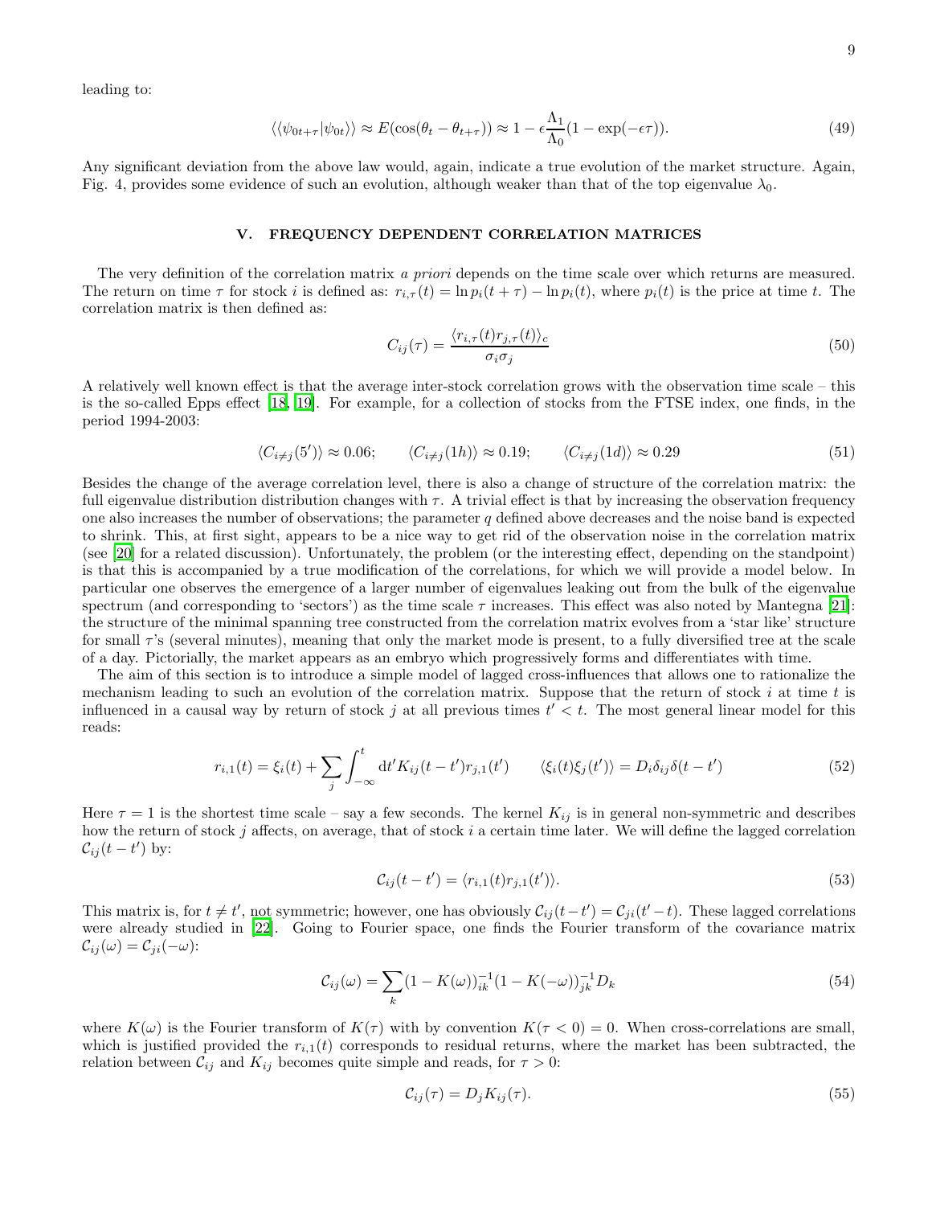leading to:

$$\langle\langle \psi_{0t+\tau} | \psi_{0t} \rangle\rangle \approx E(\cos(\theta_t - \theta_{t+\tau})) \approx 1 - \epsilon \frac{\Lambda_1}{\Lambda_0}(1 - \exp(-\epsilon\tau)). \tag{49}$$

Any significant deviation from the above law would, again, indicate a true evolution of the market structure. Again, Fig. 4, provides some evidence of such an evolution, although weaker than that of the top eigenvalue $\lambda_0$.

## V. FREQUENCY DEPENDENT CORRELATION MATRICES

The very definition of the correlation matrix *a priori* depends on the time scale over which returns are measured. The return on time $\tau$ for stock $i$ is defined as: $r_{i,\tau}(t) = \ln p_i(t+\tau) - \ln p_i(t)$, where $p_i(t)$ is the price at time $t$. The correlation matrix is then defined as:

$$C_{ij}(\tau) = \frac{\langle r_{i,\tau}(t) r_{j,\tau}(t) \rangle_c}{\sigma_i \sigma_j} \tag{50}$$

A relatively well known effect is that the average inter-stock correlation grows with the observation time scale – this is the so-called Epps effect [18, 19]. For example, for a collection of stocks from the FTSE index, one finds, in the period 1994-2003:

$$\langle C_{i \neq j}(5') \rangle \approx 0.06; \qquad \langle C_{i \neq j}(1h) \rangle \approx 0.19; \qquad \langle C_{i \neq j}(1d) \rangle \approx 0.29 \tag{51}$$

Besides the change of the average correlation level, there is also a change of structure of the correlation matrix: the full eigenvalue distribution distribution changes with $\tau$. A trivial effect is that by increasing the observation frequency one also increases the number of observations; the parameter $q$ defined above decreases and the noise band is expected to shrink. This, at first sight, appears to be a nice way to get rid of the observation noise in the correlation matrix (see [20] for a related discussion). Unfortunately, the problem (or the interesting effect, depending on the standpoint) is that this is accompanied by a true modification of the correlations, for which we will provide a model below. In particular one observes the emergence of a larger number of eigenvalues leaking out from the bulk of the eigenvalue spectrum (and corresponding to 'sectors') as the time scale $\tau$ increases. This effect was also noted by Mantegna [21]: the structure of the minimal spanning tree constructed from the correlation matrix evolves from a 'star like' structure for small $\tau$'s (several minutes), meaning that only the market mode is present, to a fully diversified tree at the scale of a day. Pictorially, the market appears as an embryo which progressively forms and differentiates with time.

The aim of this section is to introduce a simple model of lagged cross-influences that allows one to rationalize the mechanism leading to such an evolution of the correlation matrix. Suppose that the return of stock $i$ at time $t$ is influenced in a causal way by return of stock $j$ at all previous times $t' < t$. The most general linear model for this reads:

$$r_{i,1}(t) = \xi_i(t) + \sum_j \int_{-\infty}^{t} \mathrm{d}t' K_{ij}(t-t') r_{j,1}(t') \qquad \langle \xi_i(t) \xi_j(t') \rangle = D_i \delta_{ij} \delta(t-t') \tag{52}$$

Here $\tau = 1$ is the shortest time scale – say a few seconds. The kernel $K_{ij}$ is in general non-symmetric and describes how the return of stock $j$ affects, on average, that of stock $i$ a certain time later. We will define the lagged correlation $\mathcal{C}_{ij}(t-t')$ by:

$$\mathcal{C}_{ij}(t-t') = \langle r_{i,1}(t) r_{j,1}(t') \rangle. \tag{53}$$

This matrix is, for $t \neq t'$, not symmetric; however, one has obviously $\mathcal{C}_{ij}(t-t') = \mathcal{C}_{ji}(t'-t)$. These lagged correlations were already studied in [22]. Going to Fourier space, one finds the Fourier transform of the covariance matrix $\mathcal{C}_{ij}(\omega) = \mathcal{C}_{ji}(-\omega)$:

$$\mathcal{C}_{ij}(\omega) = \sum_k (1 - K(\omega))^{-1}_{ik} (1 - K(-\omega))^{-1}_{jk} D_k \tag{54}$$

where $K(\omega)$ is the Fourier transform of $K(\tau)$ with by convention $K(\tau < 0) = 0$. When cross-correlations are small, which is justified provided the $r_{i,1}(t)$ corresponds to residual returns, where the market has been subtracted, the relation between $\mathcal{C}_{ij}$ and $K_{ij}$ becomes quite simple and reads, for $\tau > 0$:

$$\mathcal{C}_{ij}(\tau) = D_j K_{ij}(\tau). \tag{55}$$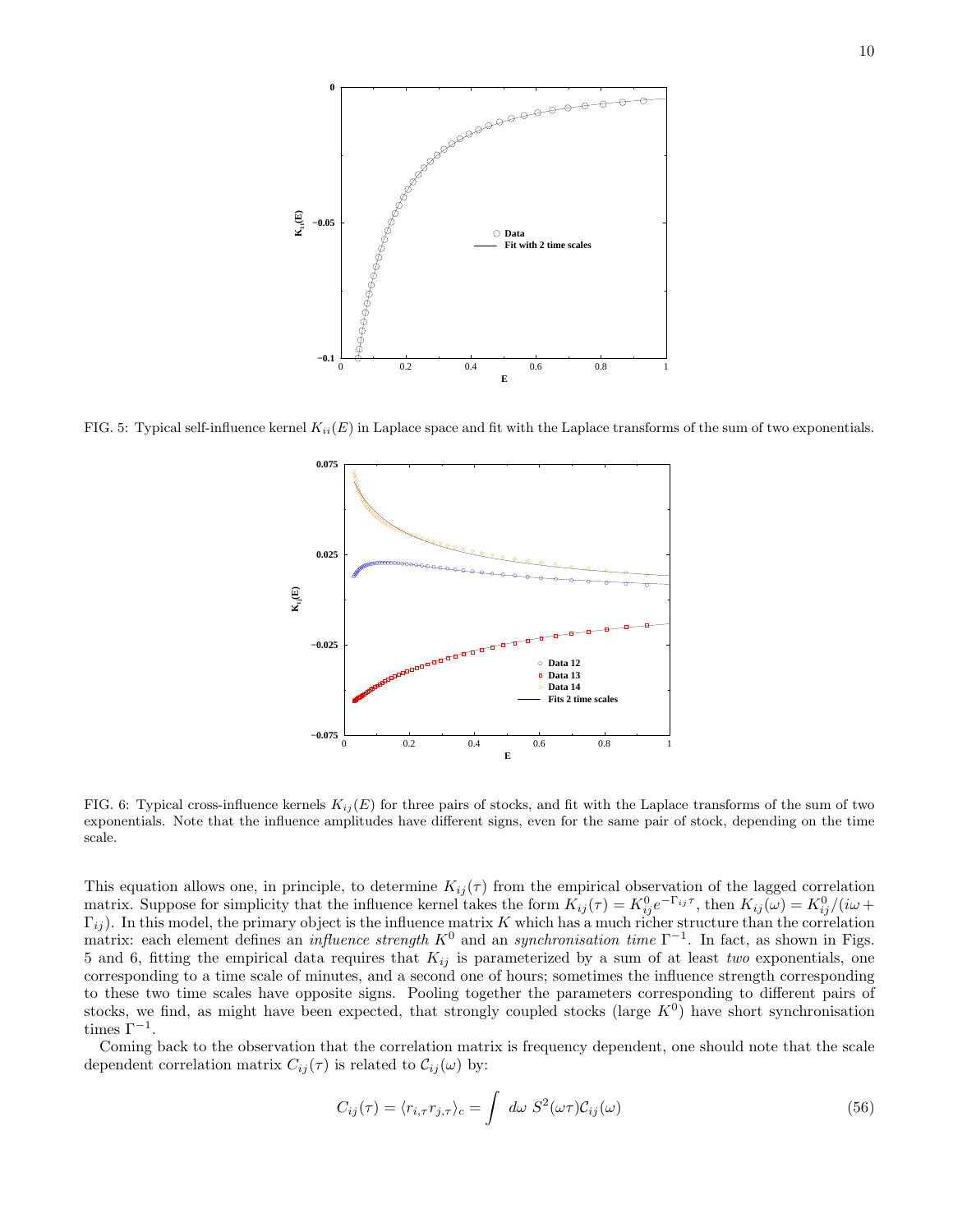FIG. 5: Typical self-influence kernel $K_{ii}(E)$ in Laplace space and fit with the Laplace transforms of the sum of two exponentials.

FIG. 6: Typical cross-influence kernels $K_{ij}(E)$ for three pairs of stocks, and fit with the Laplace transforms of the sum of two exponentials. Note that the influence amplitudes have different signs, even for the same pair of stock, depending on the time scale.

This equation allows one, in principle, to determine $K_{ij}(\tau)$ from the empirical observation of the lagged correlation matrix. Suppose for simplicity that the influence kernel takes the form $K_{ij}(\tau) = K^0_{ij} e^{-\Gamma_{ij}\tau}$, then $K_{ij}(\omega) = K^0_{ij}/(i\omega + \Gamma_{ij})$. In this model, the primary object is the influence matrix $K$ which has a much richer structure than the correlation matrix: each element defines an *influence strength* $K^0$ and an *synchronisation time* $\Gamma^{-1}$. In fact, as shown in Figs. 5 and 6, fitting the empirical data requires that $K_{ij}$ is parameterized by a sum of at least *two* exponentials, one corresponding to a time scale of minutes, and a second one of hours; sometimes the influence strength corresponding to these two time scales have opposite signs. Pooling together the parameters corresponding to different pairs of stocks, we find, as might have been expected, that strongly coupled stocks (large $K^0$) have short synchronisation times $\Gamma^{-1}$.

Coming back to the observation that the correlation matrix is frequency dependent, one should note that the scale dependent correlation matrix $C_{ij}(\tau)$ is related to $\mathcal{C}_{ij}(\omega)$ by:

$$C_{ij}(\tau) = \langle r_{i,\tau} r_{j,\tau} \rangle_c = \int \, d\omega \; S^2(\omega\tau)\mathcal{C}_{ij}(\omega) \tag{56}$$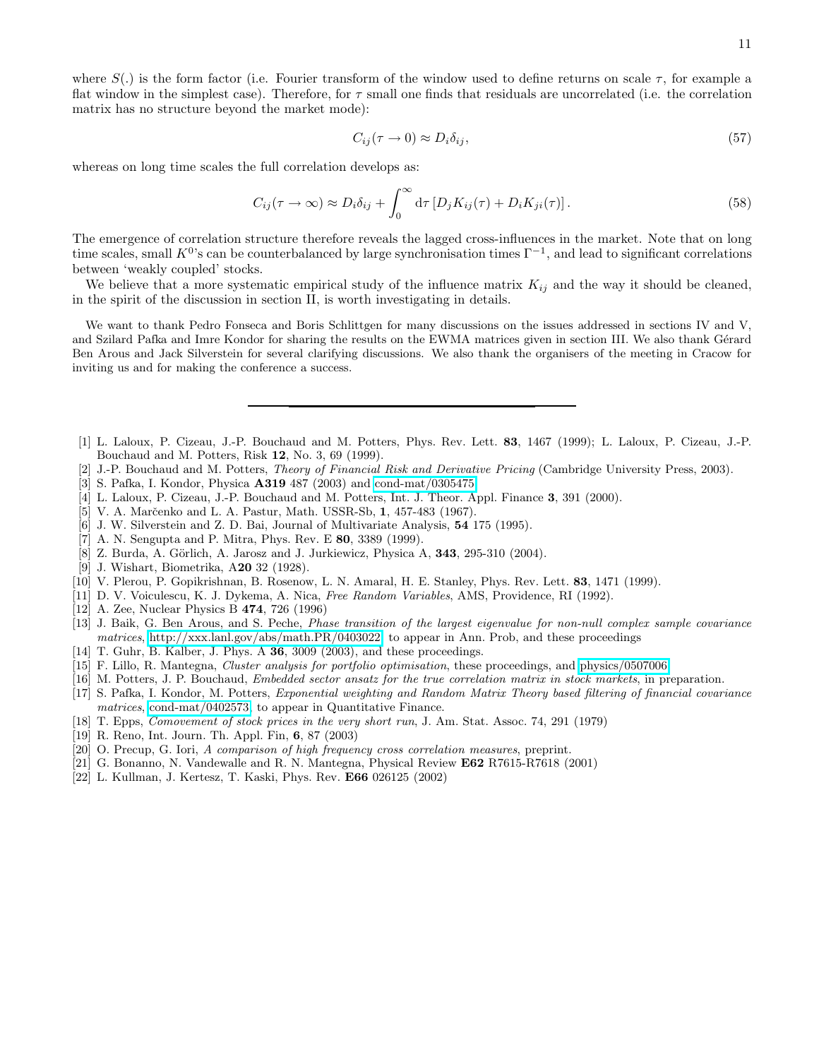where $S(.)$ is the form factor (i.e. Fourier transform of the window used to define returns on scale $\tau$, for example a flat window in the simplest case). Therefore, for $\tau$ small one finds that residuals are uncorrelated (i.e. the correlation matrix has no structure beyond the market mode):

$$C_{ij}(\tau \to 0) \approx D_i \delta_{ij}, \tag{57}$$

whereas on long time scales the full correlation develops as:

$$C_{ij}(\tau \to \infty) \approx D_i \delta_{ij} + \int_0^\infty \mathrm{d}\tau \left[ D_j K_{ij}(\tau) + D_i K_{ji}(\tau) \right]. \tag{58}$$

The emergence of correlation structure therefore reveals the lagged cross-influences in the market. Note that on long time scales, small $K^0$'s can be counterbalanced by large synchronisation times $\Gamma^{-1}$, and lead to significant correlations between 'weakly coupled' stocks.

We believe that a more systematic empirical study of the influence matrix $K_{ij}$ and the way it should be cleaned, in the spirit of the discussion in section II, is worth investigating in details.

We want to thank Pedro Fonseca and Boris Schlittgen for many discussions on the issues addressed in sections IV and V, and Szilard Pafka and Imre Kondor for sharing the results on the EWMA matrices given in section III. We also thank Gérard Ben Arous and Jack Silverstein for several clarifying discussions. We also thank the organisers of the meeting in Cracow for inviting us and for making the conference a success.

---

[1] L. Laloux, P. Cizeau, J.-P. Bouchaud and M. Potters, Phys. Rev. Lett. **83**, 1467 (1999); L. Laloux, P. Cizeau, J.-P. Bouchaud and M. Potters, Risk **12**, No. 3, 69 (1999).

[2] J.-P. Bouchaud and M. Potters, *Theory of Financial Risk and Derivative Pricing* (Cambridge University Press, 2003).

[3] S. Pafka, I. Kondor, Physica **A319** 487 (2003) and cond-mat/0305475

[4] L. Laloux, P. Cizeau, J.-P. Bouchaud and M. Potters, Int. J. Theor. Appl. Finance **3**, 391 (2000).

[5] V. A. Marčenko and L. A. Pastur, Math. USSR-Sb, **1**, 457-483 (1967).

[6] J. W. Silverstein and Z. D. Bai, Journal of Multivariate Analysis, **54** 175 (1995).

[7] A. N. Sengupta and P. Mitra, Phys. Rev. E **80**, 3389 (1999).

[8] Z. Burda, A. Görlich, A. Jarosz and J. Jurkiewicz, Physica A, **343**, 295-310 (2004).

[9] J. Wishart, Biometrika, A**20** 32 (1928).

[10] V. Plerou, P. Gopikrishnan, B. Rosenow, L. N. Amaral, H. E. Stanley, Phys. Rev. Lett. **83**, 1471 (1999).

[11] D. V. Voiculescu, K. J. Dykema, A. Nica, *Free Random Variables*, AMS, Providence, RI (1992).

[12] A. Zee, Nuclear Physics B **474**, 726 (1996)

[13] J. Baik, G. Ben Arous, and S. Peche, *Phase transition of the largest eigenvalue for non-null complex sample covariance matrices*, http://xxx.lanl.gov/abs/math.PR/0403022, to appear in Ann. Prob, and these proceedings

[14] T. Guhr, B. Kalber, J. Phys. A **36**, 3009 (2003), and these proceedings.

[15] F. Lillo, R. Mantegna, *Cluster analysis for portfolio optimisation*, these proceedings, and physics/0507006

[16] M. Potters, J. P. Bouchaud, *Embedded sector ansatz for the true correlation matrix in stock markets*, in preparation.

[17] S. Pafka, I. Kondor, M. Potters, *Exponential weighting and Random Matrix Theory based filtering of financial covariance matrices*, cond-mat/0402573, to appear in Quantitative Finance.

[18] T. Epps, *Comovement of stock prices in the very short run*, J. Am. Stat. Assoc. 74, 291 (1979)

[19] R. Reno, Int. Journ. Th. Appl. Fin, **6**, 87 (2003)

[20] O. Precup, G. Iori, *A comparison of high frequency cross correlation measures*, preprint.

[21] G. Bonanno, N. Vandewalle and R. N. Mantegna, Physical Review **E62** R7615-R7618 (2001)

[22] L. Kullman, J. Kertesz, T. Kaski, Phys. Rev. **E66** 026125 (2002)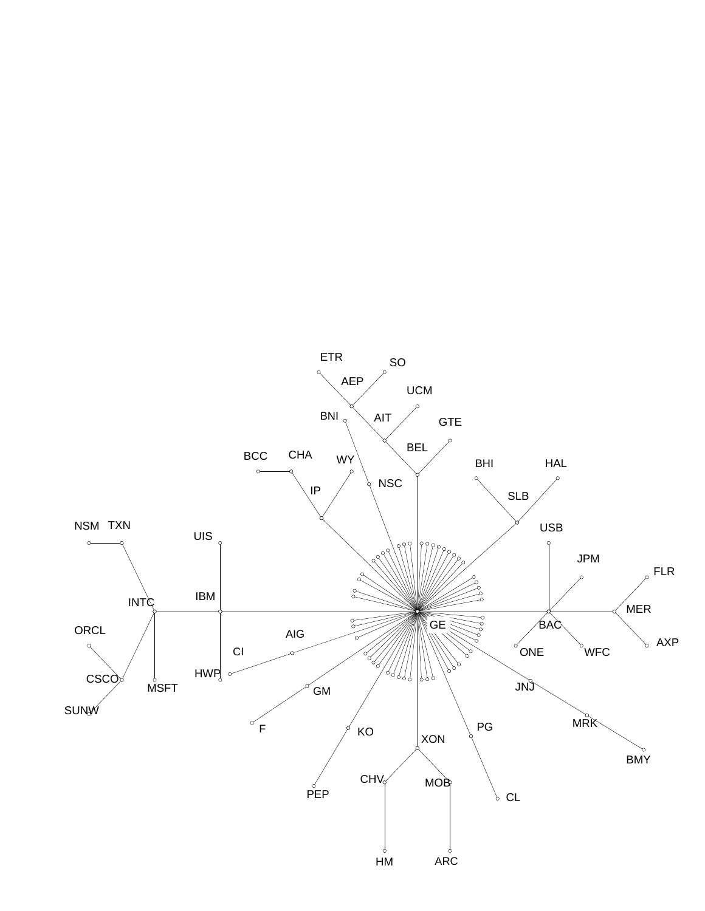ETR SO AEP UCM BNI AIT GTE BEL BCC CHA WY NSC BHI HAL IP SLB NSM TXN UIS USB JPM FLR IBM INTC MER GE BAC ORCL AIG AXP CI ONE WFC HWP CSCO MSFT JNJ GM SUNW MRK F KO PG XON BMY CHV MOB PEP CL HM ARC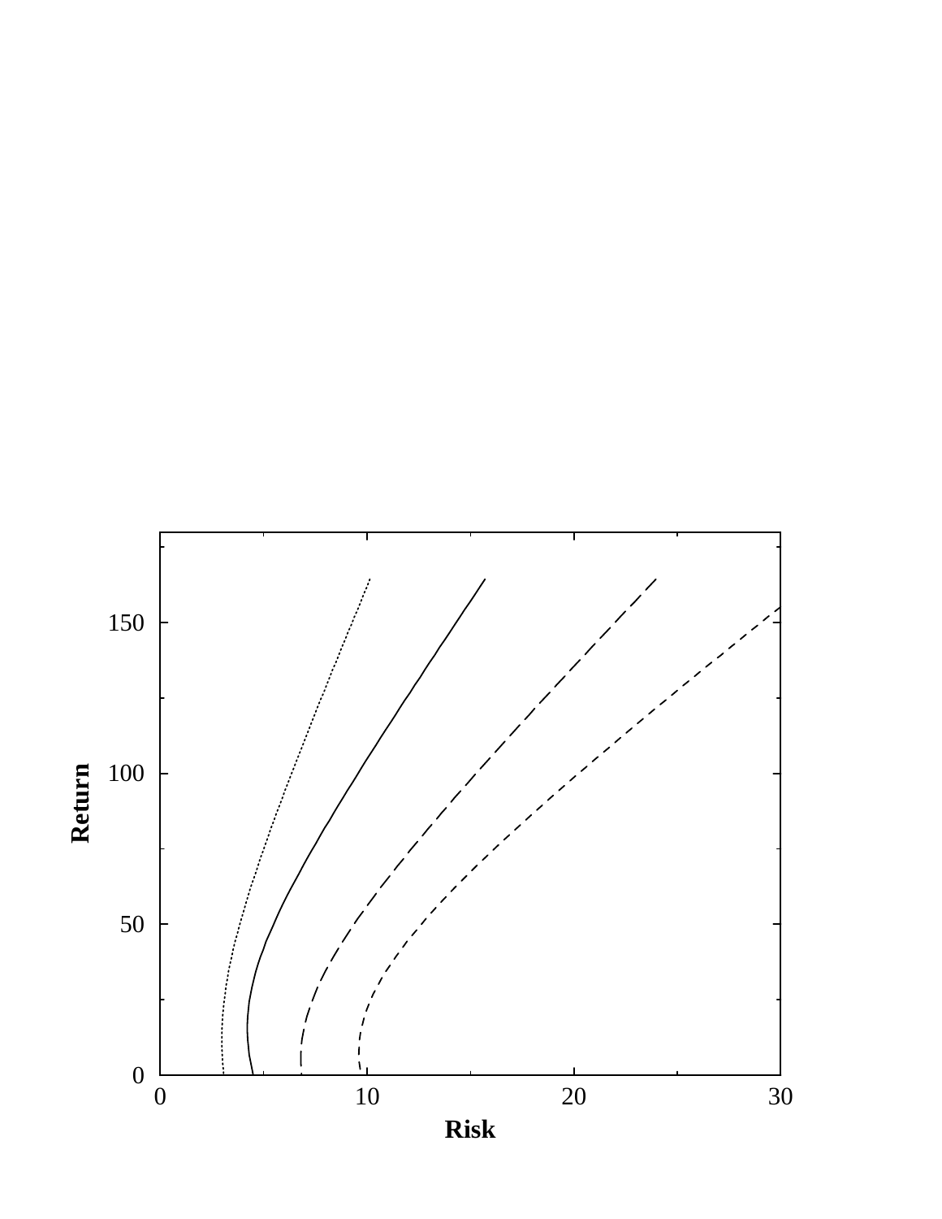Return

Risk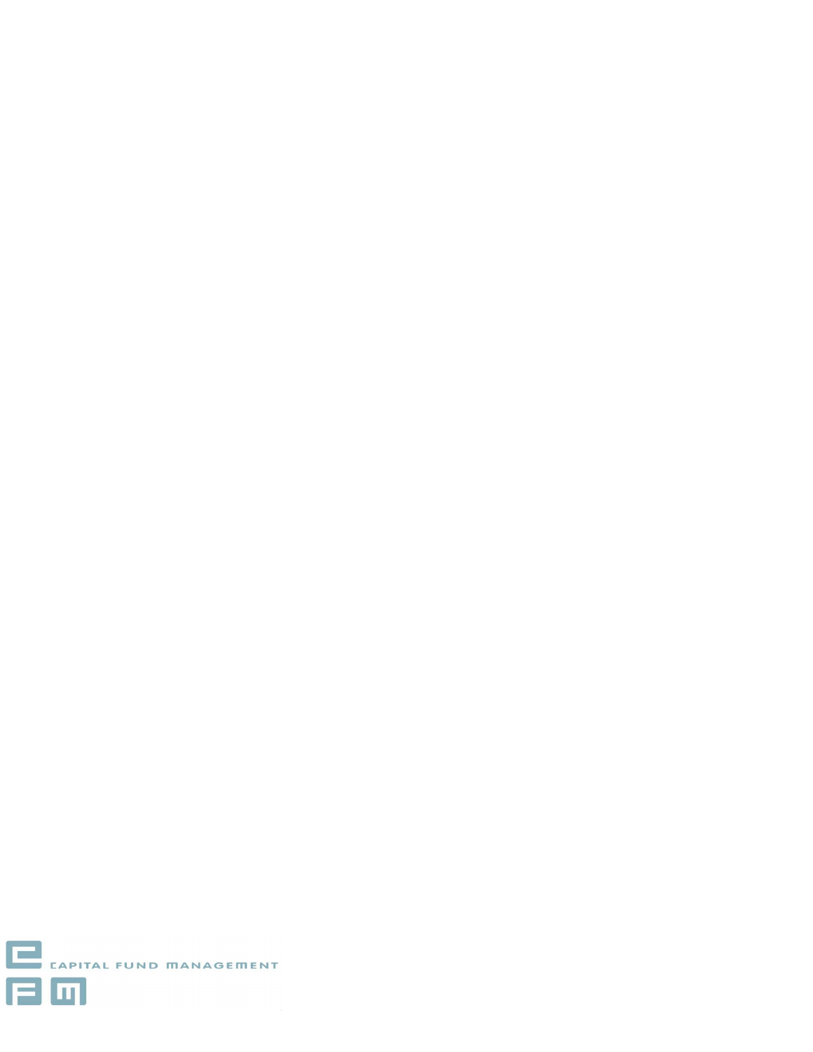CAPITAL FUND MANAGEMENT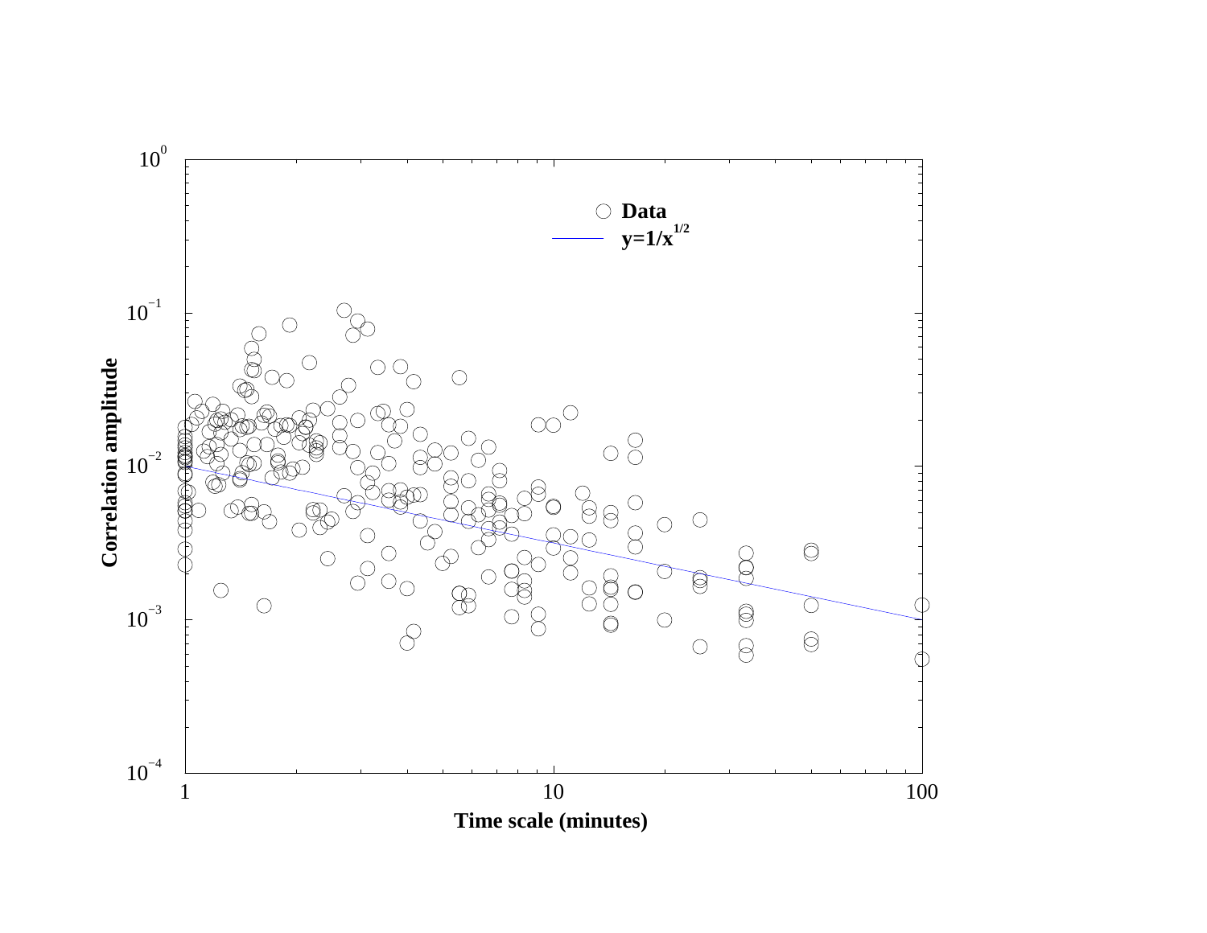Data

$y=1/x^{1/2}$

Correlation amplitude

Time scale (minutes)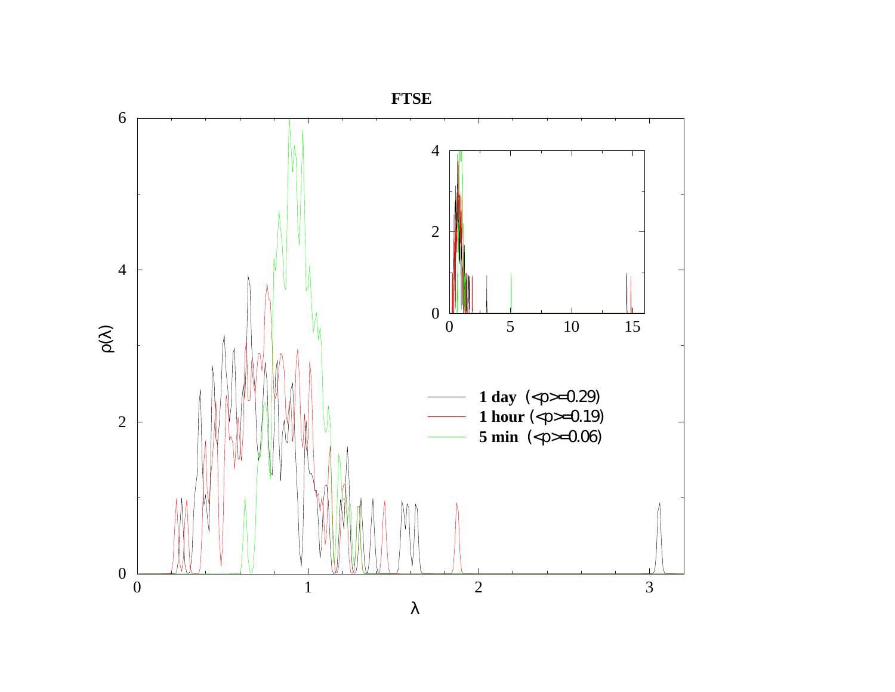FTSE

$\rho(\lambda)$

$\lambda$

1 day ($\langle\rho\rangle$=0.29)

1 hour ($\langle\rho\rangle$=0.19)

5 min ($\langle\rho\rangle$=0.06)

0

2

4

6

0

1

2

3

0

5

10

15